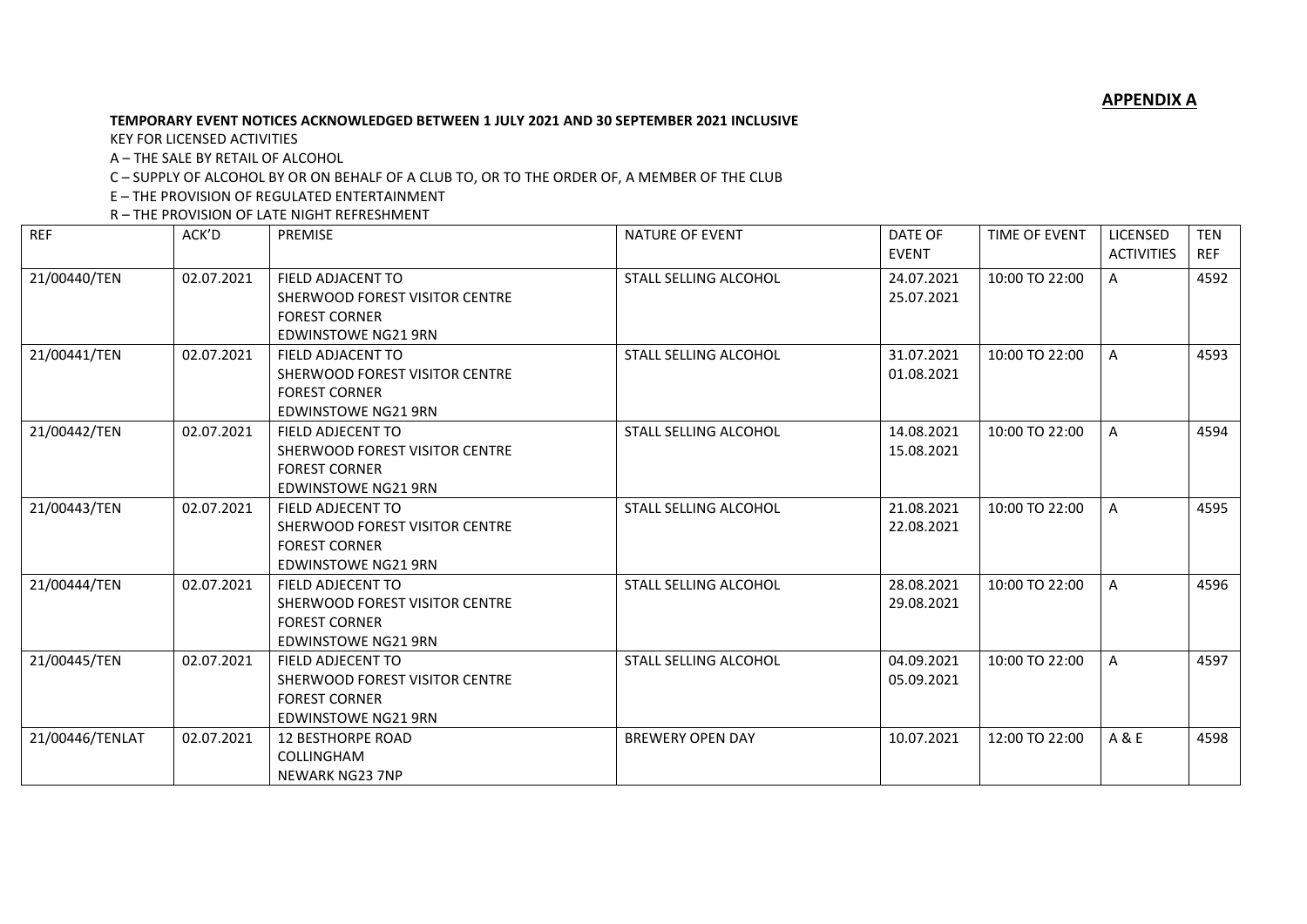**APPENDIX A**

**TEMPORARY EVENT NOTICES ACKNOWLEDGED BETWEEN 1 JULY 2021 AND 30 SEPTEMBER 2021 INCLUSIVE**

KEY FOR LICENSED ACTIVITIES

A – THE SALE BY RETAIL OF ALCOHOL

C – SUPPLY OF ALCOHOL BY OR ON BEHALF OF A CLUB TO, OR TO THE ORDER OF, A MEMBER OF THE CLUB

E – THE PROVISION OF REGULATED ENTERTAINMENT

R – THE PROVISION OF LATE NIGHT REFRESHMENT

| REF | ACK'D | PREMISE | NATURE OF EVENT | DATE OF EVENT | TIME OF EVENT | LICENSED ACTIVITIES | TEN REF |
|---|---|---|---|---|---|---|---|
| 21/00440/TEN | 02.07.2021 | FIELD ADJACENT TO SHERWOOD FOREST VISITOR CENTRE FOREST CORNER EDWINSTOWE NG21 9RN | STALL SELLING ALCOHOL | 24.07.2021 25.07.2021 | 10:00 TO 22:00 | A | 4592 |
| 21/00441/TEN | 02.07.2021 | FIELD ADJACENT TO SHERWOOD FOREST VISITOR CENTRE FOREST CORNER EDWINSTOWE NG21 9RN | STALL SELLING ALCOHOL | 31.07.2021 01.08.2021 | 10:00 TO 22:00 | A | 4593 |
| 21/00442/TEN | 02.07.2021 | FIELD ADJECENT TO SHERWOOD FOREST VISITOR CENTRE FOREST CORNER EDWINSTOWE NG21 9RN | STALL SELLING ALCOHOL | 14.08.2021 15.08.2021 | 10:00 TO 22:00 | A | 4594 |
| 21/00443/TEN | 02.07.2021 | FIELD ADJECENT TO SHERWOOD FOREST VISITOR CENTRE FOREST CORNER EDWINSTOWE NG21 9RN | STALL SELLING ALCOHOL | 21.08.2021 22.08.2021 | 10:00 TO 22:00 | A | 4595 |
| 21/00444/TEN | 02.07.2021 | FIELD ADJECENT TO SHERWOOD FOREST VISITOR CENTRE FOREST CORNER EDWINSTOWE NG21 9RN | STALL SELLING ALCOHOL | 28.08.2021 29.08.2021 | 10:00 TO 22:00 | A | 4596 |
| 21/00445/TEN | 02.07.2021 | FIELD ADJECENT TO SHERWOOD FOREST VISITOR CENTRE FOREST CORNER EDWINSTOWE NG21 9RN | STALL SELLING ALCOHOL | 04.09.2021 05.09.2021 | 10:00 TO 22:00 | A | 4597 |
| 21/00446/TENLAT | 02.07.2021 | 12 BESTHORPE ROAD COLLINGHAM NEWARK NG23 7NP | BREWERY OPEN DAY | 10.07.2021 | 12:00 TO 22:00 | A & E | 4598 |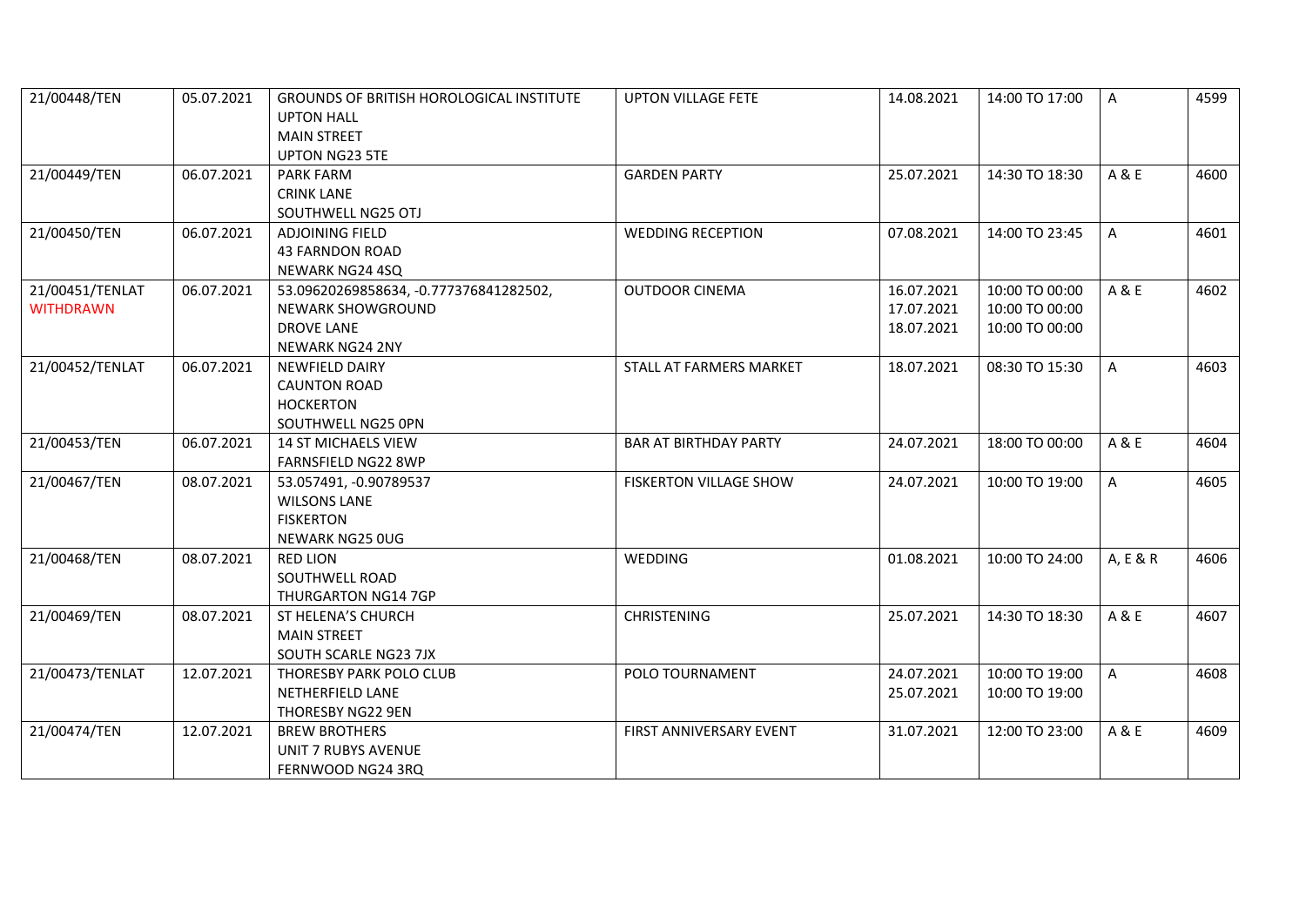| | | | | | | | |
|---|---|---|---|---|---|---|---|
| 21/00448/TEN | 05.07.2021 | GROUNDS OF BRITISH HOROLOGICAL INSTITUTE<br>UPTON HALL<br>MAIN STREET<br>UPTON NG23 5TE | UPTON VILLAGE FETE | 14.08.2021 | 14:00 TO 17:00 | A | 4599 |
| 21/00449/TEN | 06.07.2021 | PARK FARM<br>CRINK LANE<br>SOUTHWELL NG25 OTJ | GARDEN PARTY | 25.07.2021 | 14:30 TO 18:30 | A & E | 4600 |
| 21/00450/TEN | 06.07.2021 | ADJOINING FIELD<br>43 FARNDON ROAD<br>NEWARK NG24 4SQ | WEDDING RECEPTION | 07.08.2021 | 14:00 TO 23:45 | A | 4601 |
| 21/00451/TENLAT<br>WITHDRAWN | 06.07.2021 | 53.09620269858634, -0.777376841282502,<br>NEWARK SHOWGROUND<br>DROVE LANE<br>NEWARK NG24 2NY | OUTDOOR CINEMA | 16.07.2021<br>17.07.2021<br>18.07.2021 | 10:00 TO 00:00<br>10:00 TO 00:00<br>10:00 TO 00:00 | A & E | 4602 |
| 21/00452/TENLAT | 06.07.2021 | NEWFIELD DAIRY<br>CAUNTON ROAD<br>HOCKERTON<br>SOUTHWELL NG25 0PN | STALL AT FARMERS MARKET | 18.07.2021 | 08:30 TO 15:30 | A | 4603 |
| 21/00453/TEN | 06.07.2021 | 14 ST MICHAELS VIEW<br>FARNSFIELD NG22 8WP | BAR AT BIRTHDAY PARTY | 24.07.2021 | 18:00 TO 00:00 | A & E | 4604 |
| 21/00467/TEN | 08.07.2021 | 53.057491, -0.90789537<br>WILSONS LANE<br>FISKERTON<br>NEWARK NG25 0UG | FISKERTON VILLAGE SHOW | 24.07.2021 | 10:00 TO 19:00 | A | 4605 |
| 21/00468/TEN | 08.07.2021 | RED LION<br>SOUTHWELL ROAD<br>THURGARTON NG14 7GP | WEDDING | 01.08.2021 | 10:00 TO 24:00 | A, E & R | 4606 |
| 21/00469/TEN | 08.07.2021 | ST HELENA'S CHURCH<br>MAIN STREET<br>SOUTH SCARLE NG23 7JX | CHRISTENING | 25.07.2021 | 14:30 TO 18:30 | A & E | 4607 |
| 21/00473/TENLAT | 12.07.2021 | THORESBY PARK POLO CLUB<br>NETHERFIELD LANE<br>THORESBY NG22 9EN | POLO TOURNAMENT | 24.07.2021<br>25.07.2021 | 10:00 TO 19:00<br>10:00 TO 19:00 | A | 4608 |
| 21/00474/TEN | 12.07.2021 | BREW BROTHERS<br>UNIT 7 RUBYS AVENUE<br>FERNWOOD NG24 3RQ | FIRST ANNIVERSARY EVENT | 31.07.2021 | 12:00 TO 23:00 | A & E | 4609 |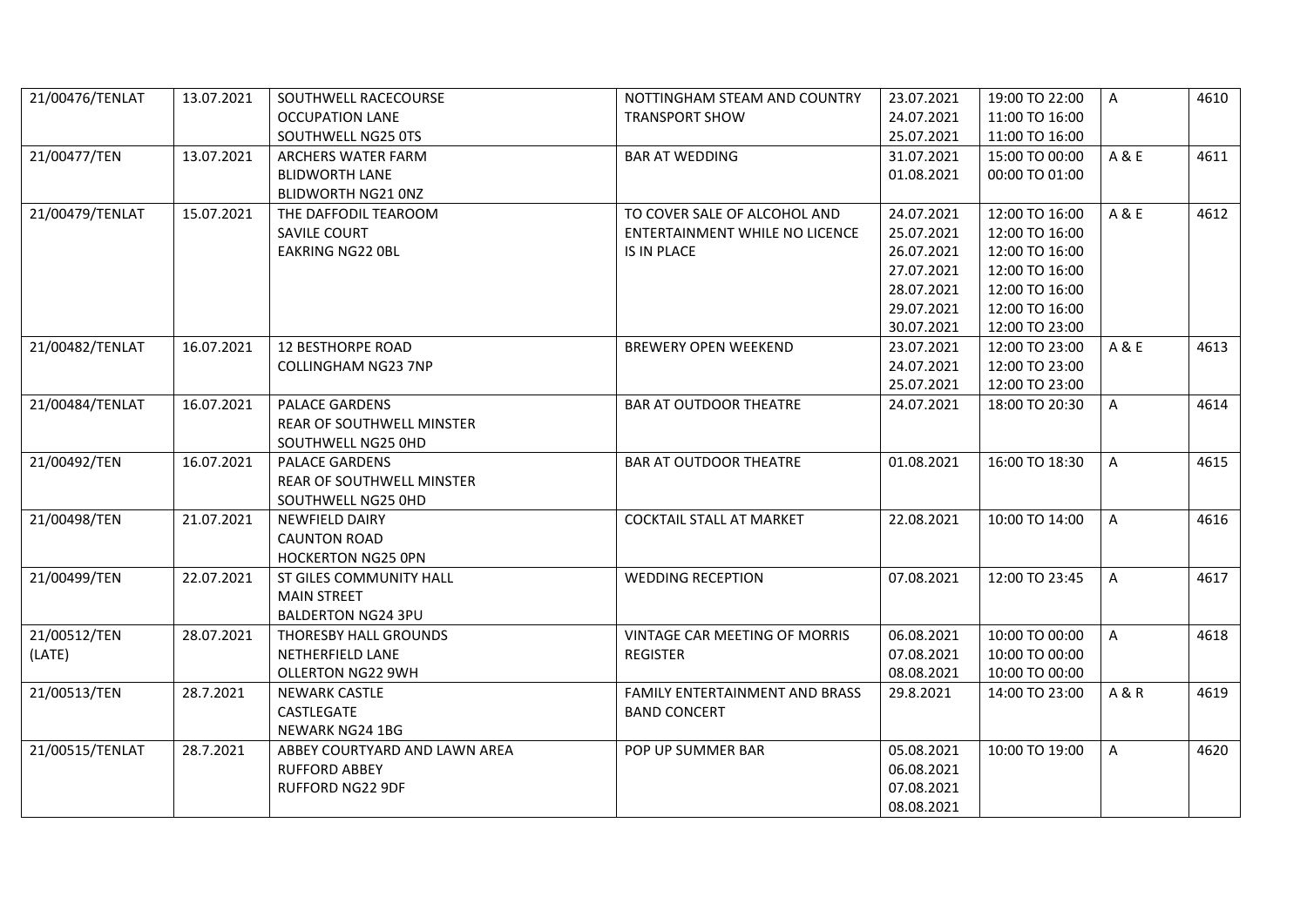| | | | | | | | |
|---|---|---|---|---|---|---|---|
| 21/00476/TENLAT | 13.07.2021 | SOUTHWELL RACECOURSE<br>OCCUPATION LANE<br>SOUTHWELL NG25 0TS | NOTTINGHAM STEAM AND COUNTRY TRANSPORT SHOW | 23.07.2021<br>24.07.2021<br>25.07.2021 | 19:00 TO 22:00<br>11:00 TO 16:00<br>11:00 TO 16:00 | A | 4610 |
| 21/00477/TEN | 13.07.2021 | ARCHERS WATER FARM<br>BLIDWORTH LANE<br>BLIDWORTH NG21 0NZ | BAR AT WEDDING | 31.07.2021<br>01.08.2021 | 15:00 TO 00:00<br>00:00 TO 01:00 | A & E | 4611 |
| 21/00479/TENLAT | 15.07.2021 | THE DAFFODIL TEAROOM<br>SAVILE COURT<br>EAKRING NG22 0BL | TO COVER SALE OF ALCOHOL AND ENTERTAINMENT WHILE NO LICENCE IS IN PLACE | 24.07.2021<br>25.07.2021<br>26.07.2021<br>27.07.2021<br>28.07.2021<br>29.07.2021<br>30.07.2021 | 12:00 TO 16:00<br>12:00 TO 16:00<br>12:00 TO 16:00<br>12:00 TO 16:00<br>12:00 TO 16:00<br>12:00 TO 16:00<br>12:00 TO 23:00 | A & E | 4612 |
| 21/00482/TENLAT | 16.07.2021 | 12 BESTHORPE ROAD<br>COLLINGHAM NG23 7NP | BREWERY OPEN WEEKEND | 23.07.2021<br>24.07.2021<br>25.07.2021 | 12:00 TO 23:00<br>12:00 TO 23:00<br>12:00 TO 23:00 | A & E | 4613 |
| 21/00484/TENLAT | 16.07.2021 | PALACE GARDENS<br>REAR OF SOUTHWELL MINSTER<br>SOUTHWELL NG25 0HD | BAR AT OUTDOOR THEATRE | 24.07.2021 | 18:00 TO 20:30 | A | 4614 |
| 21/00492/TEN | 16.07.2021 | PALACE GARDENS<br>REAR OF SOUTHWELL MINSTER<br>SOUTHWELL NG25 0HD | BAR AT OUTDOOR THEATRE | 01.08.2021 | 16:00 TO 18:30 | A | 4615 |
| 21/00498/TEN | 21.07.2021 | NEWFIELD DAIRY<br>CAUNTON ROAD<br>HOCKERTON NG25 0PN | COCKTAIL STALL AT MARKET | 22.08.2021 | 10:00 TO 14:00 | A | 4616 |
| 21/00499/TEN | 22.07.2021 | ST GILES COMMUNITY HALL<br>MAIN STREET<br>BALDERTON NG24 3PU | WEDDING RECEPTION | 07.08.2021 | 12:00 TO 23:45 | A | 4617 |
| 21/00512/TEN (LATE) | 28.07.2021 | THORESBY HALL GROUNDS<br>NETHERFIELD LANE<br>OLLERTON NG22 9WH | VINTAGE CAR MEETING OF MORRIS REGISTER | 06.08.2021<br>07.08.2021<br>08.08.2021 | 10:00 TO 00:00<br>10:00 TO 00:00<br>10:00 TO 00:00 | A | 4618 |
| 21/00513/TEN | 28.7.2021 | NEWARK CASTLE<br>CASTLEGATE<br>NEWARK NG24 1BG | FAMILY ENTERTAINMENT AND BRASS BAND CONCERT | 29.8.2021 | 14:00 TO 23:00 | A & R | 4619 |
| 21/00515/TENLAT | 28.7.2021 | ABBEY COURTYARD AND LAWN AREA<br>RUFFORD ABBEY<br>RUFFORD NG22 9DF | POP UP SUMMER BAR | 05.08.2021<br>06.08.2021<br>07.08.2021<br>08.08.2021 | 10:00 TO 19:00 | A | 4620 |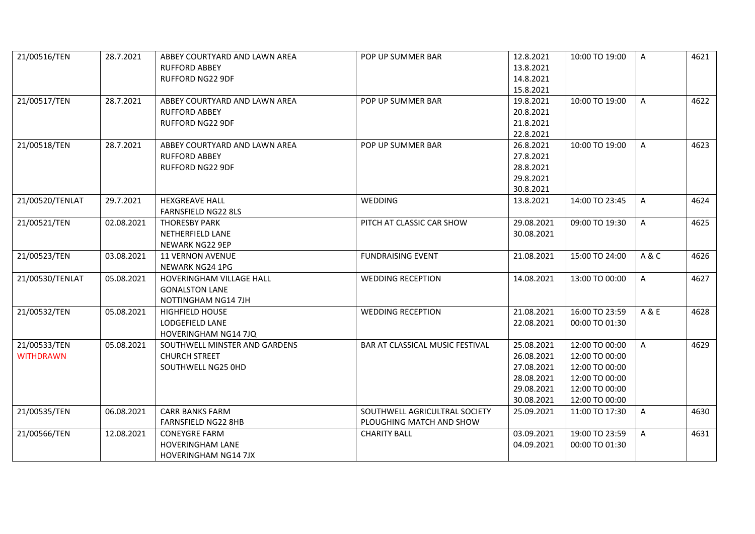| | | | | | | | |
|---|---|---|---|---|---|---|---|
| 21/00516/TEN | 28.7.2021 | ABBEY COURTYARD AND LAWN AREA<br>RUFFORD ABBEY<br>RUFFORD NG22 9DF | POP UP SUMMER BAR | 12.8.2021<br>13.8.2021<br>14.8.2021<br>15.8.2021 | 10:00 TO 19:00 | A | 4621 |
| 21/00517/TEN | 28.7.2021 | ABBEY COURTYARD AND LAWN AREA<br>RUFFORD ABBEY<br>RUFFORD NG22 9DF | POP UP SUMMER BAR | 19.8.2021<br>20.8.2021<br>21.8.2021<br>22.8.2021 | 10:00 TO 19:00 | A | 4622 |
| 21/00518/TEN | 28.7.2021 | ABBEY COURTYARD AND LAWN AREA<br>RUFFORD ABBEY<br>RUFFORD NG22 9DF | POP UP SUMMER BAR | 26.8.2021<br>27.8.2021<br>28.8.2021<br>29.8.2021<br>30.8.2021 | 10:00 TO 19:00 | A | 4623 |
| 21/00520/TENLAT | 29.7.2021 | HEXGREAVE HALL<br>FARNSFIELD NG22 8LS | WEDDING | 13.8.2021 | 14:00 TO 23:45 | A | 4624 |
| 21/00521/TEN | 02.08.2021 | THORESBY PARK<br>NETHERFIELD LANE<br>NEWARK NG22 9EP | PITCH AT CLASSIC CAR SHOW | 29.08.2021<br>30.08.2021 | 09:00 TO 19:30 | A | 4625 |
| 21/00523/TEN | 03.08.2021 | 11 VERNON AVENUE<br>NEWARK NG24 1PG | FUNDRAISING EVENT | 21.08.2021 | 15:00 TO 24:00 | A & C | 4626 |
| 21/00530/TENLAT | 05.08.2021 | HOVERINGHAM VILLAGE HALL<br>GONALSTON LANE<br>NOTTINGHAM NG14 7JH | WEDDING RECEPTION | 14.08.2021 | 13:00 TO 00:00 | A | 4627 |
| 21/00532/TEN | 05.08.2021 | HIGHFIELD HOUSE<br>LODGEFIELD LANE<br>HOVERINGHAM NG14 7JQ | WEDDING RECEPTION | 21.08.2021<br>22.08.2021 | 16:00 TO 23:59<br>00:00 TO 01:30 | A & E | 4628 |
| 21/00533/TEN<br>WITHDRAWN | 05.08.2021 | SOUTHWELL MINSTER AND GARDENS<br>CHURCH STREET<br>SOUTHWELL NG25 0HD | BAR AT CLASSICAL MUSIC FESTIVAL | 25.08.2021<br>26.08.2021<br>27.08.2021<br>28.08.2021<br>29.08.2021<br>30.08.2021 | 12:00 TO 00:00<br>12:00 TO 00:00<br>12:00 TO 00:00<br>12:00 TO 00:00<br>12:00 TO 00:00<br>12:00 TO 00:00 | A | 4629 |
| 21/00535/TEN | 06.08.2021 | CARR BANKS FARM<br>FARNSFIELD NG22 8HB | SOUTHWELL AGRICULTRAL SOCIETY<br>PLOUGHING MATCH AND SHOW | 25.09.2021 | 11:00 TO 17:30 | A | 4630 |
| 21/00566/TEN | 12.08.2021 | CONEYGRE FARM<br>HOVERINGHAM LANE<br>HOVERINGHAM NG14 7JX | CHARITY BALL | 03.09.2021<br>04.09.2021 | 19:00 TO 23:59<br>00:00 TO 01:30 | A | 4631 |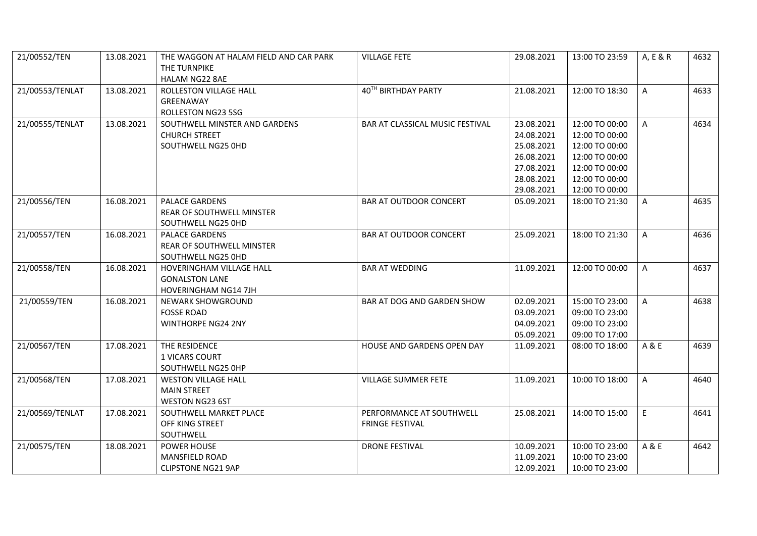| 21/00552/TEN | 13.08.2021 | THE WAGGON AT HALAM FIELD AND CAR PARK<br>THE TURNPIKE<br>HALAM NG22 8AE | VILLAGE FETE | 29.08.2021 | 13:00 TO 23:59 | A, E & R | 4632 |
|---|---|---|---|---|---|---|---|
| 21/00553/TENLAT | 13.08.2021 | ROLLESTON VILLAGE HALL<br>GREENAWAY<br>ROLLESTON NG23 5SG | 40[TH] BIRTHDAY PARTY | 21.08.2021 | 12:00 TO 18:30 | A | 4633 |
| 21/00555/TENLAT | 13.08.2021 | SOUTHWELL MINSTER AND GARDENS<br>CHURCH STREET<br>SOUTHWELL NG25 0HD | BAR AT CLASSICAL MUSIC FESTIVAL | 23.08.2021<br>24.08.2021<br>25.08.2021<br>26.08.2021<br>27.08.2021<br>28.08.2021<br>29.08.2021 | 12:00 TO 00:00<br>12:00 TO 00:00<br>12:00 TO 00:00<br>12:00 TO 00:00<br>12:00 TO 00:00<br>12:00 TO 00:00<br>12:00 TO 00:00 | A | 4634 |
| 21/00556/TEN | 16.08.2021 | PALACE GARDENS<br>REAR OF SOUTHWELL MINSTER<br>SOUTHWELL NG25 0HD | BAR AT OUTDOOR CONCERT | 05.09.2021 | 18:00 TO 21:30 | A | 4635 |
| 21/00557/TEN | 16.08.2021 | PALACE GARDENS<br>REAR OF SOUTHWELL MINSTER<br>SOUTHWELL NG25 0HD | BAR AT OUTDOOR CONCERT | 25.09.2021 | 18:00 TO 21:30 | A | 4636 |
| 21/00558/TEN | 16.08.2021 | HOVERINGHAM VILLAGE HALL<br>GONALSTON LANE<br>HOVERINGHAM NG14 7JH | BAR AT WEDDING | 11.09.2021 | 12:00 TO 00:00 | A | 4637 |
| 21/00559/TEN | 16.08.2021 | NEWARK SHOWGROUND<br>FOSSE ROAD<br>WINTHORPE NG24 2NY | BAR AT DOG AND GARDEN SHOW | 02.09.2021<br>03.09.2021<br>04.09.2021<br>05.09.2021 | 15:00 TO 23:00<br>09:00 TO 23:00<br>09:00 TO 23:00<br>09:00 TO 17:00 | A | 4638 |
| 21/00567/TEN | 17.08.2021 | THE RESIDENCE<br>1 VICARS COURT<br>SOUTHWELL NG25 0HP | HOUSE AND GARDENS OPEN DAY | 11.09.2021 | 08:00 TO 18:00 | A & E | 4639 |
| 21/00568/TEN | 17.08.2021 | WESTON VILLAGE HALL<br>MAIN STREET<br>WESTON NG23 6ST | VILLAGE SUMMER FETE | 11.09.2021 | 10:00 TO 18:00 | A | 4640 |
| 21/00569/TENLAT | 17.08.2021 | SOUTHWELL MARKET PLACE<br>OFF KING STREET<br>SOUTHWELL | PERFORMANCE AT SOUTHWELL FRINGE FESTIVAL | 25.08.2021 | 14:00 TO 15:00 | E | 4641 |
| 21/00575/TEN | 18.08.2021 | POWER HOUSE<br>MANSFIELD ROAD<br>CLIPSTONE NG21 9AP | DRONE FESTIVAL | 10.09.2021<br>11.09.2021<br>12.09.2021 | 10:00 TO 23:00<br>10:00 TO 23:00<br>10:00 TO 23:00 | A & E | 4642 |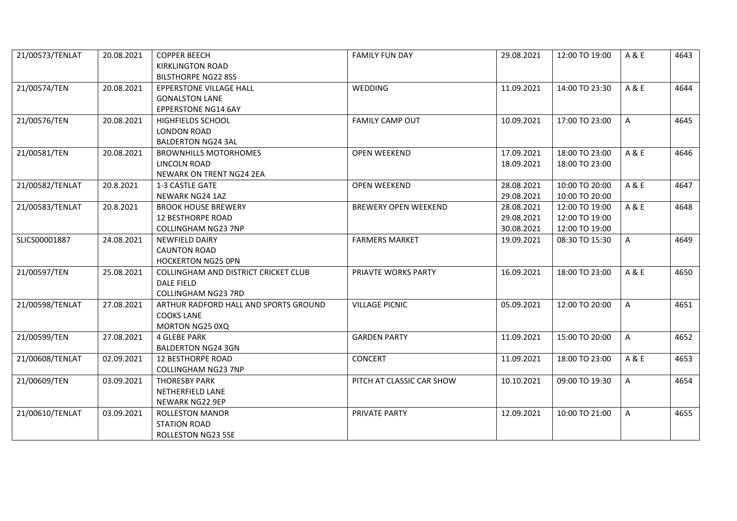| 21/00573/TENLAT | 20.08.2021 | COPPER BEECH<br>KIRKLINGTON ROAD<br>BILSTHORPE NG22 8SS | FAMILY FUN DAY | 29.08.2021 | 12:00 TO 19:00 | A & E | 4643 |
|---|---|---|---|---|---|---|---|
| 21/00574/TEN | 20.08.2021 | EPPERSTONE VILLAGE HALL<br>GONALSTON LANE<br>EPPERSTONE NG14 6AY | WEDDING | 11.09.2021 | 14:00 TO 23:30 | A & E | 4644 |
| 21/00576/TEN | 20.08.2021 | HIGHFIELDS SCHOOL<br>LONDON ROAD<br>BALDERTON NG24 3AL | FAMILY CAMP OUT | 10.09.2021 | 17:00 TO 23:00 | A | 4645 |
| 21/00581/TEN | 20.08.2021 | BROWNHILLS MOTORHOMES<br>LINCOLN ROAD<br>NEWARK ON TRENT NG24 2EA | OPEN WEEKEND | 17.09.2021<br>18.09.2021 | 18:00 TO 23:00<br>18:00 TO 23:00 | A & E | 4646 |
| 21/00582/TENLAT | 20.8.2021 | 1-3 CASTLE GATE<br>NEWARK NG24 1AZ | OPEN WEEKEND | 28.08.2021<br>29.08.2021 | 10:00 TO 20:00<br>10:00 TO 20:00 | A & E | 4647 |
| 21/00583/TENLAT | 20.8.2021 | BROOK HOUSE BREWERY<br>12 BESTHORPE ROAD<br>COLLINGHAM NG23 7NP | BREWERY OPEN WEEKEND | 28.08.2021<br>29.08.2021<br>30.08.2021 | 12:00 TO 19:00<br>12:00 TO 19:00<br>12:00 TO 19:00 | A & E | 4648 |
| SLICS00001887 | 24.08.2021 | NEWFIELD DAIRY<br>CAUNTON ROAD<br>HOCKERTON NG25 0PN | FARMERS MARKET | 19.09.2021 | 08:30 TO 15:30 | A | 4649 |
| 21/00597/TEN | 25.08.2021 | COLLINGHAM AND DISTRICT CRICKET CLUB<br>DALE FIELD<br>COLLINGHAM NG23 7RD | PRIAVTE WORKS PARTY | 16.09.2021 | 18:00 TO 23:00 | A & E | 4650 |
| 21/00598/TENLAT | 27.08.2021 | ARTHUR RADFORD HALL AND SPORTS GROUND<br>COOKS LANE<br>MORTON NG25 0XQ | VILLAGE PICNIC | 05.09.2021 | 12:00 TO 20:00 | A | 4651 |
| 21/00599/TEN | 27.08.2021 | 4 GLEBE PARK<br>BALDERTON NG24 3GN | GARDEN PARTY | 11.09.2021 | 15:00 TO 20:00 | A | 4652 |
| 21/00608/TENLAT | 02.09.2021 | 12 BESTHORPE ROAD<br>COLLINGHAM NG23 7NP | CONCERT | 11.09.2021 | 18:00 TO 23:00 | A & E | 4653 |
| 21/00609/TEN | 03.09.2021 | THORESBY PARK<br>NETHERFIELD LANE<br>NEWARK NG22 9EP | PITCH AT CLASSIC CAR SHOW | 10.10.2021 | 09:00 TO 19:30 | A | 4654 |
| 21/00610/TENLAT | 03.09.2021 | ROLLESTON MANOR<br>STATION ROAD<br>ROLLESTON NG23 5SE | PRIVATE PARTY | 12.09.2021 | 10:00 TO 21:00 | A | 4655 |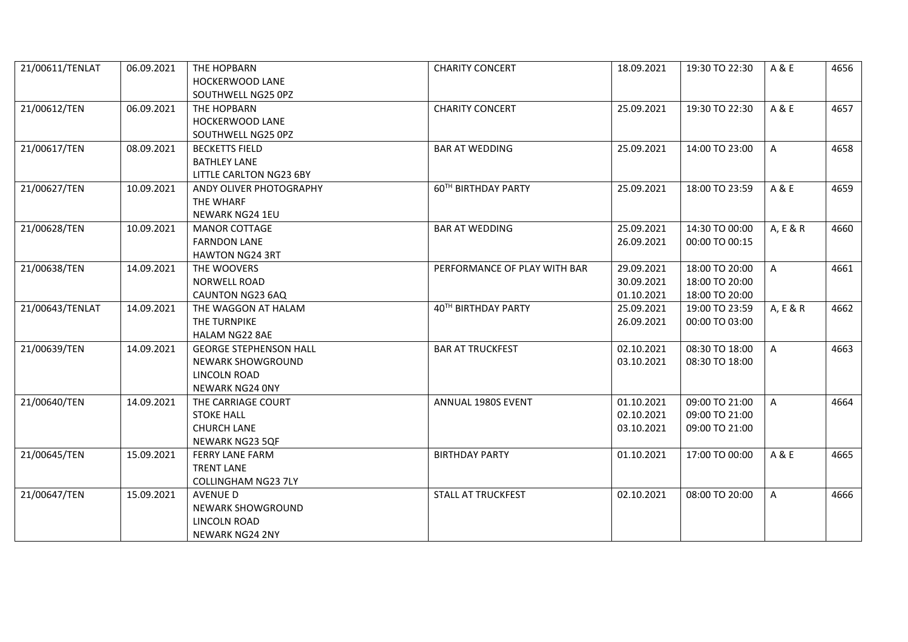| | | | | | | | |
|---|---|---|---|---|---|---|---|
| 21/00611/TENLAT | 06.09.2021 | THE HOPBARN<br>HOCKERWOOD LANE<br>SOUTHWELL NG25 0PZ | CHARITY CONCERT | 18.09.2021 | 19:30 TO 22:30 | A & E | 4656 |
| 21/00612/TEN | 06.09.2021 | THE HOPBARN<br>HOCKERWOOD LANE<br>SOUTHWELL NG25 0PZ | CHARITY CONCERT | 25.09.2021 | 19:30 TO 22:30 | A & E | 4657 |
| 21/00617/TEN | 08.09.2021 | BECKETTS FIELD<br>BATHLEY LANE<br>LITTLE CARLTON NG23 6BY | BAR AT WEDDING | 25.09.2021 | 14:00 TO 23:00 | A | 4658 |
| 21/00627/TEN | 10.09.2021 | ANDY OLIVER PHOTOGRAPHY<br>THE WHARF<br>NEWARK NG24 1EU | 60TH BIRTHDAY PARTY | 25.09.2021 | 18:00 TO 23:59 | A & E | 4659 |
| 21/00628/TEN | 10.09.2021 | MANOR COTTAGE<br>FARNDON LANE<br>HAWTON NG24 3RT | BAR AT WEDDING | 25.09.2021<br>26.09.2021 | 14:30 TO 00:00<br>00:00 TO 00:15 | A, E & R | 4660 |
| 21/00638/TEN | 14.09.2021 | THE WOOVERS<br>NORWELL ROAD<br>CAUNTON NG23 6AQ | PERFORMANCE OF PLAY WITH BAR | 29.09.2021<br>30.09.2021<br>01.10.2021 | 18:00 TO 20:00<br>18:00 TO 20:00<br>18:00 TO 20:00 | A | 4661 |
| 21/00643/TENLAT | 14.09.2021 | THE WAGGON AT HALAM<br>THE TURNPIKE<br>HALAM NG22 8AE | 40TH BIRTHDAY PARTY | 25.09.2021<br>26.09.2021 | 19:00 TO 23:59<br>00:00 TO 03:00 | A, E & R | 4662 |
| 21/00639/TEN | 14.09.2021 | GEORGE STEPHENSON HALL<br>NEWARK SHOWGROUND<br>LINCOLN ROAD<br>NEWARK NG24 0NY | BAR AT TRUCKFEST | 02.10.2021<br>03.10.2021 | 08:30 TO 18:00<br>08:30 TO 18:00 | A | 4663 |
| 21/00640/TEN | 14.09.2021 | THE CARRIAGE COURT<br>STOKE HALL<br>CHURCH LANE<br>NEWARK NG23 5QF | ANNUAL 1980S EVENT | 01.10.2021<br>02.10.2021<br>03.10.2021 | 09:00 TO 21:00<br>09:00 TO 21:00<br>09:00 TO 21:00 | A | 4664 |
| 21/00645/TEN | 15.09.2021 | FERRY LANE FARM<br>TRENT LANE<br>COLLINGHAM NG23 7LY | BIRTHDAY PARTY | 01.10.2021 | 17:00 TO 00:00 | A & E | 4665 |
| 21/00647/TEN | 15.09.2021 | AVENUE D<br>NEWARK SHOWGROUND<br>LINCOLN ROAD<br>NEWARK NG24 2NY | STALL AT TRUCKFEST | 02.10.2021 | 08:00 TO 20:00 | A | 4666 |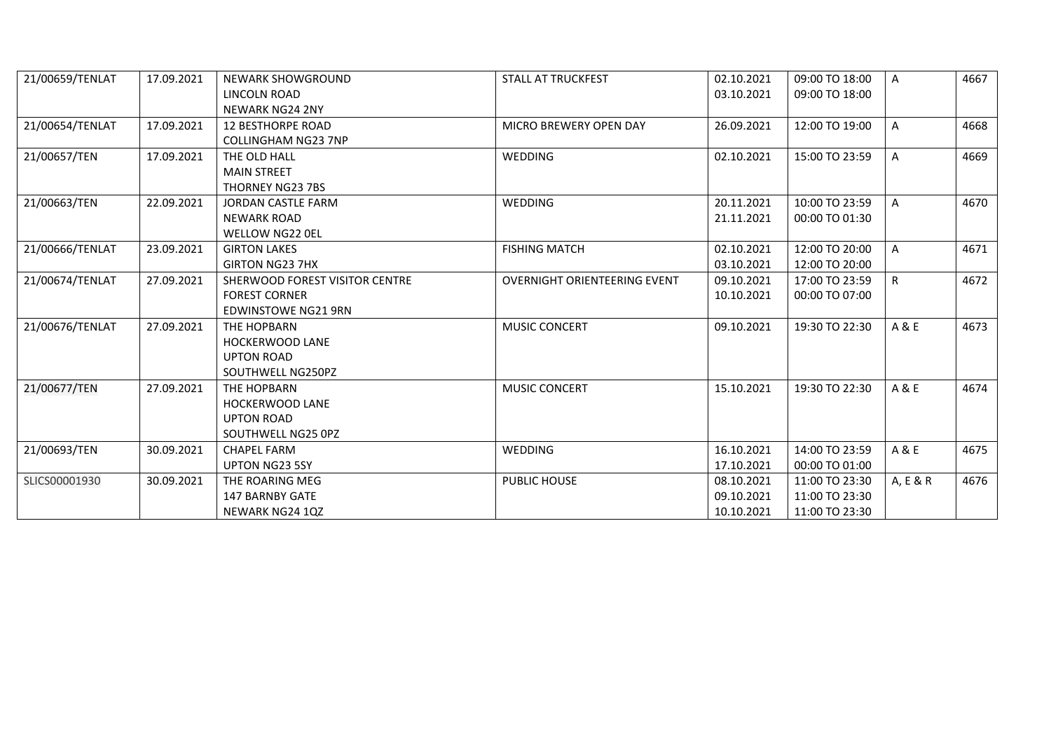| | | | | | | | |
|---|---|---|---|---|---|---|---|
| 21/00659/TENLAT | 17.09.2021 | NEWARK SHOWGROUND<br>LINCOLN ROAD<br>NEWARK NG24 2NY | STALL AT TRUCKFEST | 02.10.2021<br>03.10.2021 | 09:00 TO 18:00<br>09:00 TO 18:00 | A | 4667 |
| 21/00654/TENLAT | 17.09.2021 | 12 BESTHORPE ROAD<br>COLLINGHAM NG23 7NP | MICRO BREWERY OPEN DAY | 26.09.2021 | 12:00 TO 19:00 | A | 4668 |
| 21/00657/TEN | 17.09.2021 | THE OLD HALL<br>MAIN STREET<br>THORNEY NG23 7BS | WEDDING | 02.10.2021 | 15:00 TO 23:59 | A | 4669 |
| 21/00663/TEN | 22.09.2021 | JORDAN CASTLE FARM<br>NEWARK ROAD<br>WELLOW NG22 0EL | WEDDING | 20.11.2021<br>21.11.2021 | 10:00 TO 23:59<br>00:00 TO 01:30 | A | 4670 |
| 21/00666/TENLAT | 23.09.2021 | GIRTON LAKES<br>GIRTON NG23 7HX | FISHING MATCH | 02.10.2021<br>03.10.2021 | 12:00 TO 20:00<br>12:00 TO 20:00 | A | 4671 |
| 21/00674/TENLAT | 27.09.2021 | SHERWOOD FOREST VISITOR CENTRE<br>FOREST CORNER<br>EDWINSTOWE NG21 9RN | OVERNIGHT ORIENTEERING EVENT | 09.10.2021<br>10.10.2021 | 17:00 TO 23:59<br>00:00 TO 07:00 | R | 4672 |
| 21/00676/TENLAT | 27.09.2021 | THE HOPBARN<br>HOCKERWOOD LANE<br>UPTON ROAD<br>SOUTHWELL NG250PZ | MUSIC CONCERT | 09.10.2021 | 19:30 TO 22:30 | A & E | 4673 |
| 21/00677/TEN | 27.09.2021 | THE HOPBARN<br>HOCKERWOOD LANE<br>UPTON ROAD<br>SOUTHWELL NG25 0PZ | MUSIC CONCERT | 15.10.2021 | 19:30 TO 22:30 | A & E | 4674 |
| 21/00693/TEN | 30.09.2021 | CHAPEL FARM<br>UPTON NG23 5SY | WEDDING | 16.10.2021<br>17.10.2021 | 14:00 TO 23:59<br>00:00 TO 01:00 | A & E | 4675 |
| SLICS00001930 | 30.09.2021 | THE ROARING MEG<br>147 BARNBY GATE<br>NEWARK NG24 1QZ | PUBLIC HOUSE | 08.10.2021<br>09.10.2021<br>10.10.2021 | 11:00 TO 23:30<br>11:00 TO 23:30<br>11:00 TO 23:30 | A, E & R | 4676 |